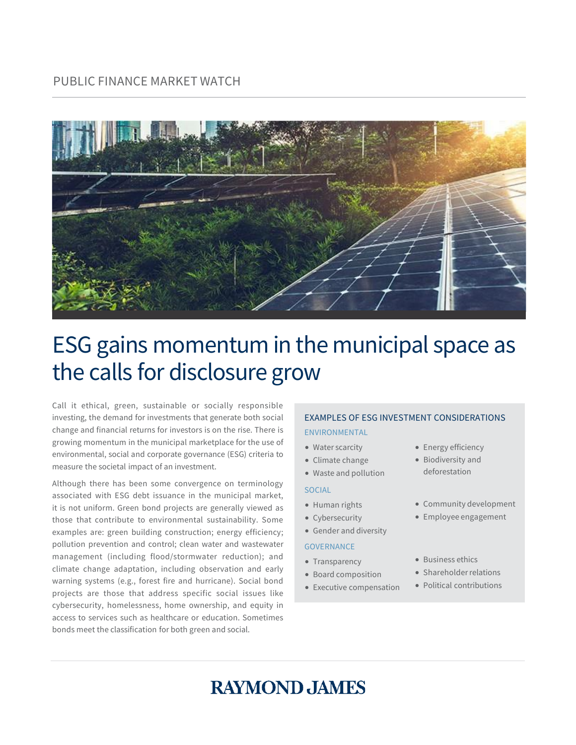PUBLIC FINANCE MARKET WATCH

# ESG gains momentum in the municipal space as the calls for disclosure grow

Call it ethical, green, sustainable or socially responsible investing, the demand for investments that generate both social change and financial returns for investors is on the rise. There is growing momentum in the municipal marketplace for the use of environmental, social and corporate governance (ESG) criteria to measure the societal impact of an investment.

Although there has been some convergence on terminology associated with ESG debt issuance in the municipal market, it is not uniform. Green bond projects are generally viewed as those that contribute to environmental sustainability. Some examples are: green building construction; energy efficiency; pollution prevention and control; clean water and wastewater management (including flood/stormwater reduction); and climate change adaptation, including observation and early warning systems (e.g., forest fire and hurricane). Social bond projects are those that address specific social issues like cybersecurity, homelessness, home ownership, and equity in access to services such as healthcare or education. Sometimes bonds meet the classification for both green and social.

### EXAMPLES OF ESG INVESTMENT CONSIDERATIONS

#### ENVIRONMENTAL

- Water scarcity
- Climate change
- Waste and pollution
- Energy efficiency
- Biodiversity and deforestation

#### SOCIAL

- Human rights
- Cybersecurity
- Gender and diversity
- Community development
- Employee engagement

#### GOVERNANCE

- Transparency
- Board composition
- Executive compensation
- Business ethics
- Shareholder relations
- Political contributions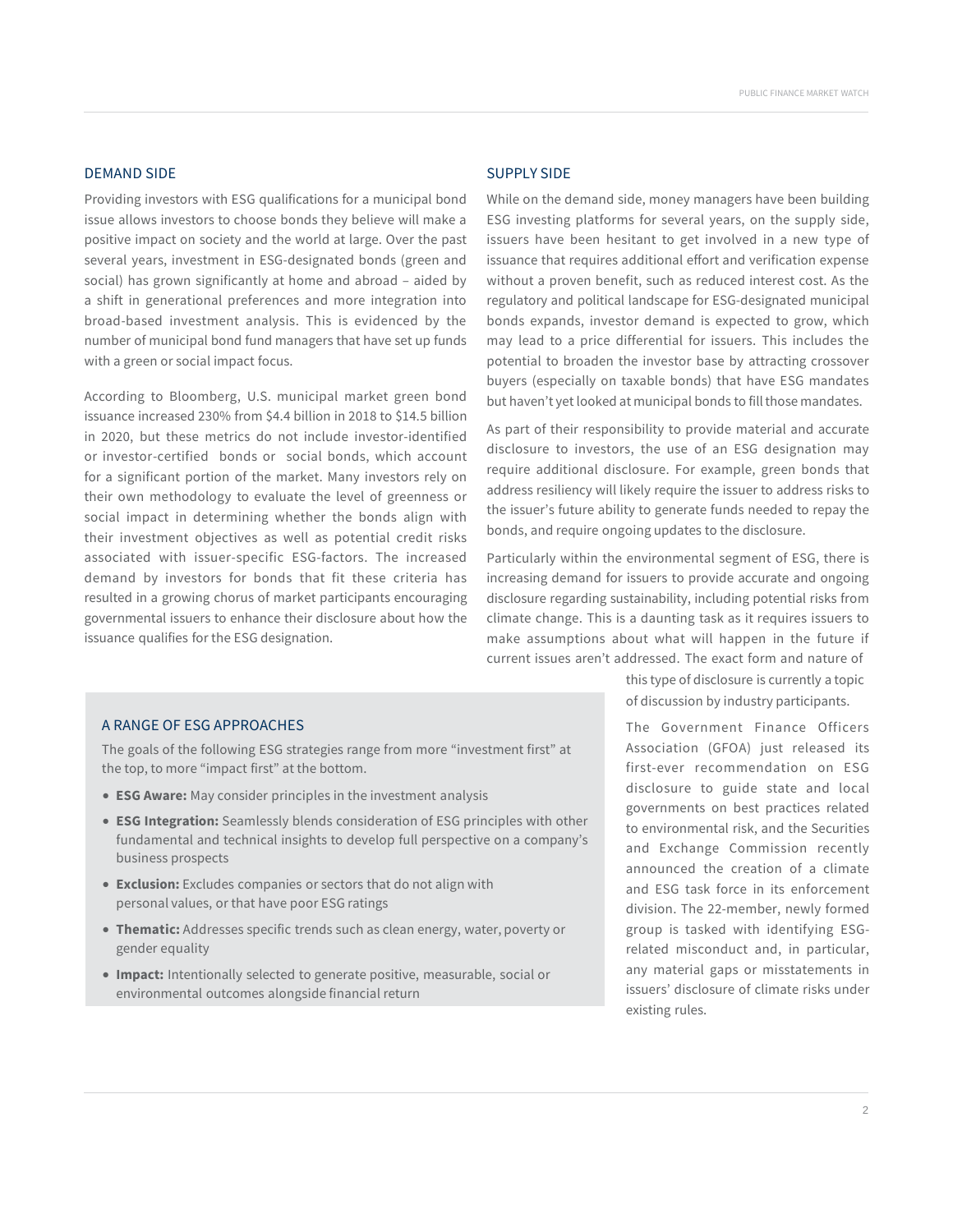## DEMAND SIDE

Providing investors with ESG qualifications for a municipal bond issue allows investors to choose bonds they believe will make a positive impact on society and the world at large. Over the past several years, investment in ESG-designated bonds (green and social) has grown significantly at home and abroad – aided by a shift in generational preferences and more integration into broad-based investment analysis. This is evidenced by the number of municipal bond fund managers that have set up funds with a green or social impact focus.

According to Bloomberg, U.S. municipal market green bond issuance increased 230% from $4.4 billion in 2018 to $14.5 billion in 2020, but these metrics do not include investor-identified or investor-certified bonds or social bonds, which account for a significant portion of the market. Many investors rely on their own methodology to evaluate the level of greenness or social impact in determining whether the bonds align with their investment objectives as well as potential credit risks associated with issuer-specific ESG-factors. The increased demand by investors for bonds that fit these criteria has resulted in a growing chorus of market participants encouraging governmental issuers to enhance their disclosure about how the issuance qualifies for the ESG designation.

### A RANGE OF ESG APPROACHES

The goals of the following ESG strategies range from more "investment first" at the top, to more "impact first" at the bottom.

- **ESG Aware:** May consider principles in the investment analysis
- **ESG Integration:** Seamlessly blends consideration of ESG principles with other fundamental and technical insights to develop full perspective on a company's business prospects
- **Exclusion:** Excludes companies or sectors that do not align with personal values, or that have poor ESG ratings
- **Thematic:** Addresses specific trends such as clean energy, water, poverty or gender equality
- **Impact:** Intentionally selected to generate positive, measurable, social or environmental outcomes alongside financial return

## SUPPLY SIDE

While on the demand side, money managers have been building ESG investing platforms for several years, on the supply side, issuers have been hesitant to get involved in a new type of issuance that requires additional effort and verification expense without a proven benefit, such as reduced interest cost. As the regulatory and political landscape for ESG-designated municipal bonds expands, investor demand is expected to grow, which may lead to a price differential for issuers. This includes the potential to broaden the investor base by attracting crossover buyers (especially on taxable bonds) that have ESG mandates but haven't yet looked at municipal bonds to fill those mandates.

As part of their responsibility to provide material and accurate disclosure to investors, the use of an ESG designation may require additional disclosure. For example, green bonds that address resiliency will likely require the issuer to address risks to the issuer's future ability to generate funds needed to repay the bonds, and require ongoing updates to the disclosure.

Particularly within the environmental segment of ESG, there is increasing demand for issuers to provide accurate and ongoing disclosure regarding sustainability, including potential risks from climate change. This is a daunting task as it requires issuers to make assumptions about what will happen in the future if current issues aren't addressed. The exact form and nature of this type of disclosure is currently a topic of discussion by industry participants.

The Government Finance Officers Association (GFOA) just released its first-ever recommendation on ESG disclosure to guide state and local governments on best practices related to environmental risk, and the Securities and Exchange Commission recently announced the creation of a climate and ESG task force in its enforcement division. The 22-member, newly formed group is tasked with identifying ESG-related misconduct and, in particular, any material gaps or misstatements in issuers' disclosure of climate risks under existing rules.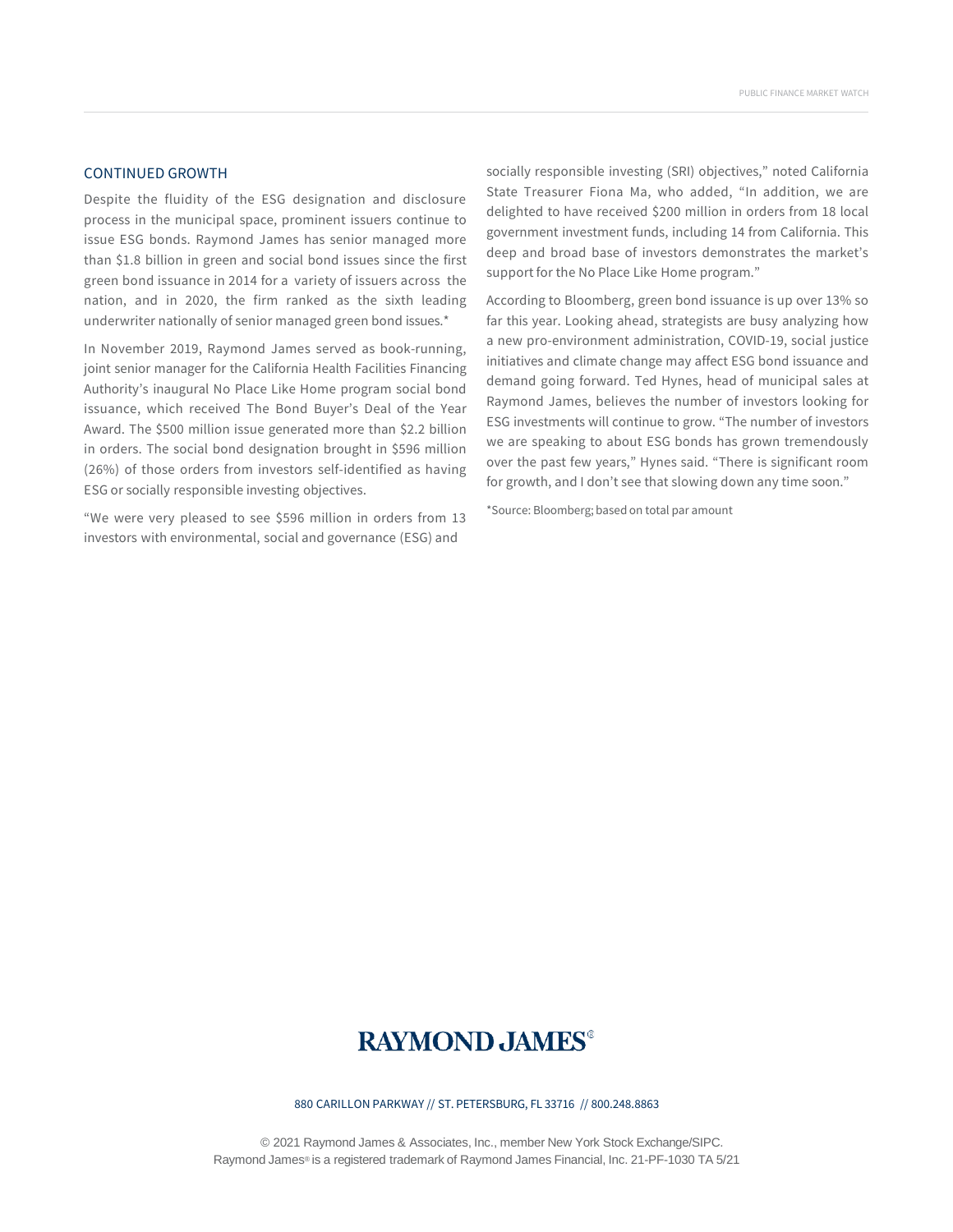## CONTINUED GROWTH

Despite the fluidity of the ESG designation and disclosure process in the municipal space, prominent issuers continue to issue ESG bonds. Raymond James has senior managed more than $1.8 billion in green and social bond issues since the first green bond issuance in 2014 for a variety of issuers across the nation, and in 2020, the firm ranked as the sixth leading underwriter nationally of senior managed green bond issues.*

In November 2019, Raymond James served as book-running, joint senior manager for the California Health Facilities Financing Authority's inaugural No Place Like Home program social bond issuance, which received The Bond Buyer's Deal of the Year Award. The $500 million issue generated more than $2.2 billion in orders. The social bond designation brought in $596 million (26%) of those orders from investors self-identified as having ESG or socially responsible investing objectives.

"We were very pleased to see $596 million in orders from 13 investors with environmental, social and governance (ESG) and socially responsible investing (SRI) objectives," noted California State Treasurer Fiona Ma, who added, "In addition, we are delighted to have received $200 million in orders from 18 local government investment funds, including 14 from California. This deep and broad base of investors demonstrates the market's support for the No Place Like Home program."

According to Bloomberg, green bond issuance is up over 13% so far this year. Looking ahead, strategists are busy analyzing how a new pro-environment administration, COVID-19, social justice initiatives and climate change may affect ESG bond issuance and demand going forward. Ted Hynes, head of municipal sales at Raymond James, believes the number of investors looking for ESG investments will continue to grow. "The number of investors we are speaking to about ESG bonds has grown tremendously over the past few years," Hynes said. "There is significant room for growth, and I don't see that slowing down any time soon."

*Source: Bloomberg; based on total par amount

RAYMOND JAMES®

880 CARILLON PARKWAY // ST. PETERSBURG, FL 33716 // 800.248.8863

© 2021 Raymond James & Associates, Inc., member New York Stock Exchange/SIPC.
Raymond James® is a registered trademark of Raymond James Financial, Inc. 21-PF-1030 TA 5/21